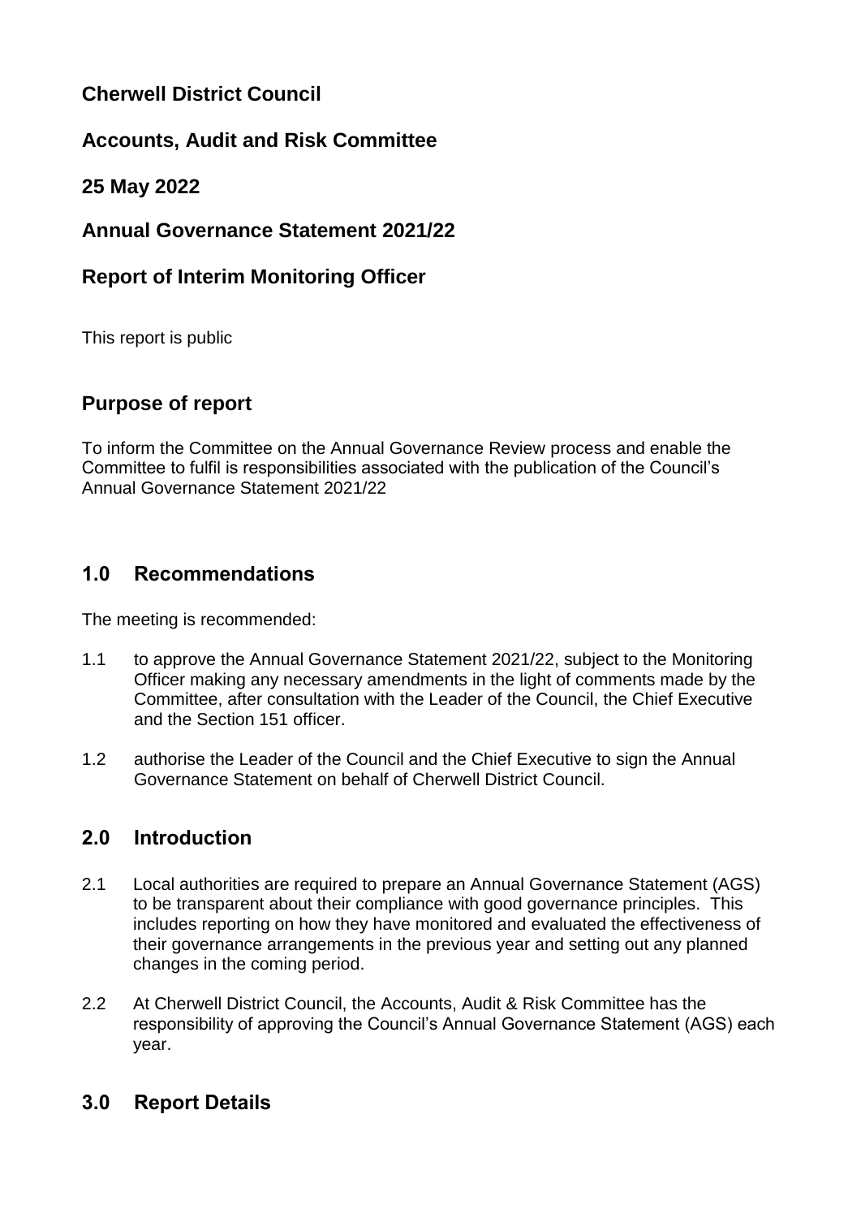**Cherwell District Council**

**Accounts, Audit and Risk Committee**

**25 May 2022**

**Annual Governance Statement 2021/22**

**Report of Interim Monitoring Officer**

This report is public

## Purpose of report

To inform the Committee on the Annual Governance Review process and enable the Committee to fulfil is responsibilities associated with the publication of the Council's Annual Governance Statement 2021/22

## 1.0 Recommendations

The meeting is recommended:

1.1 to approve the Annual Governance Statement 2021/22, subject to the Monitoring Officer making any necessary amendments in the light of comments made by the Committee, after consultation with the Leader of the Council, the Chief Executive and the Section 151 officer.

1.2 authorise the Leader of the Council and the Chief Executive to sign the Annual Governance Statement on behalf of Cherwell District Council.

## 2.0 Introduction

2.1 Local authorities are required to prepare an Annual Governance Statement (AGS) to be transparent about their compliance with good governance principles. This includes reporting on how they have monitored and evaluated the effectiveness of their governance arrangements in the previous year and setting out any planned changes in the coming period.

2.2 At Cherwell District Council, the Accounts, Audit & Risk Committee has the responsibility of approving the Council's Annual Governance Statement (AGS) each year.

## 3.0 Report Details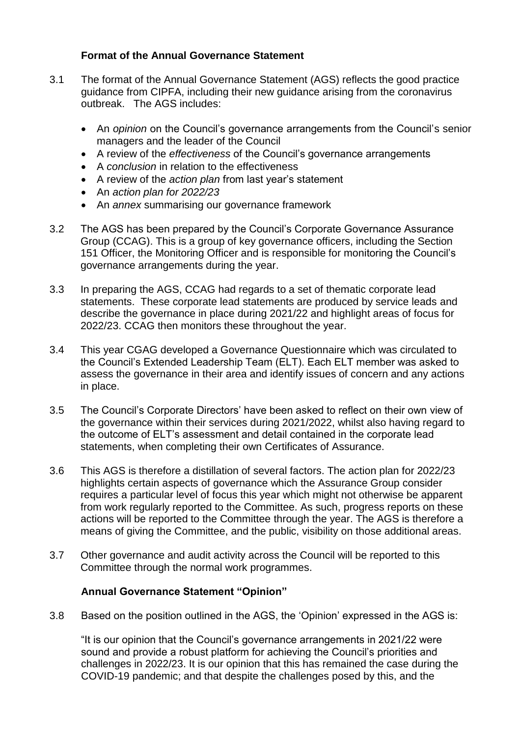## Format of the Annual Governance Statement

3.1 The format of the Annual Governance Statement (AGS) reflects the good practice guidance from CIPFA, including their new guidance arising from the coronavirus outbreak. The AGS includes:

- An *opinion* on the Council's governance arrangements from the Council's senior managers and the leader of the Council
- A review of the *effectiveness* of the Council's governance arrangements
- A *conclusion* in relation to the effectiveness
- A review of the *action plan* from last year's statement
- An *action plan for 2022/23*
- An *annex* summarising our governance framework

3.2 The AGS has been prepared by the Council's Corporate Governance Assurance Group (CCAG). This is a group of key governance officers, including the Section 151 Officer, the Monitoring Officer and is responsible for monitoring the Council's governance arrangements during the year.

3.3 In preparing the AGS, CCAG had regards to a set of thematic corporate lead statements. These corporate lead statements are produced by service leads and describe the governance in place during 2021/22 and highlight areas of focus for 2022/23. CCAG then monitors these throughout the year.

3.4 This year CGAG developed a Governance Questionnaire which was circulated to the Council's Extended Leadership Team (ELT). Each ELT member was asked to assess the governance in their area and identify issues of concern and any actions in place.

3.5 The Council's Corporate Directors' have been asked to reflect on their own view of the governance within their services during 2021/2022, whilst also having regard to the outcome of ELT's assessment and detail contained in the corporate lead statements, when completing their own Certificates of Assurance.

3.6 This AGS is therefore a distillation of several factors. The action plan for 2022/23 highlights certain aspects of governance which the Assurance Group consider requires a particular level of focus this year which might not otherwise be apparent from work regularly reported to the Committee. As such, progress reports on these actions will be reported to the Committee through the year. The AGS is therefore a means of giving the Committee, and the public, visibility on those additional areas.

3.7 Other governance and audit activity across the Council will be reported to this Committee through the normal work programmes.

## Annual Governance Statement "Opinion"

3.8 Based on the position outlined in the AGS, the 'Opinion' expressed in the AGS is:

"It is our opinion that the Council's governance arrangements in 2021/22 were sound and provide a robust platform for achieving the Council's priorities and challenges in 2022/23. It is our opinion that this has remained the case during the COVID-19 pandemic; and that despite the challenges posed by this, and the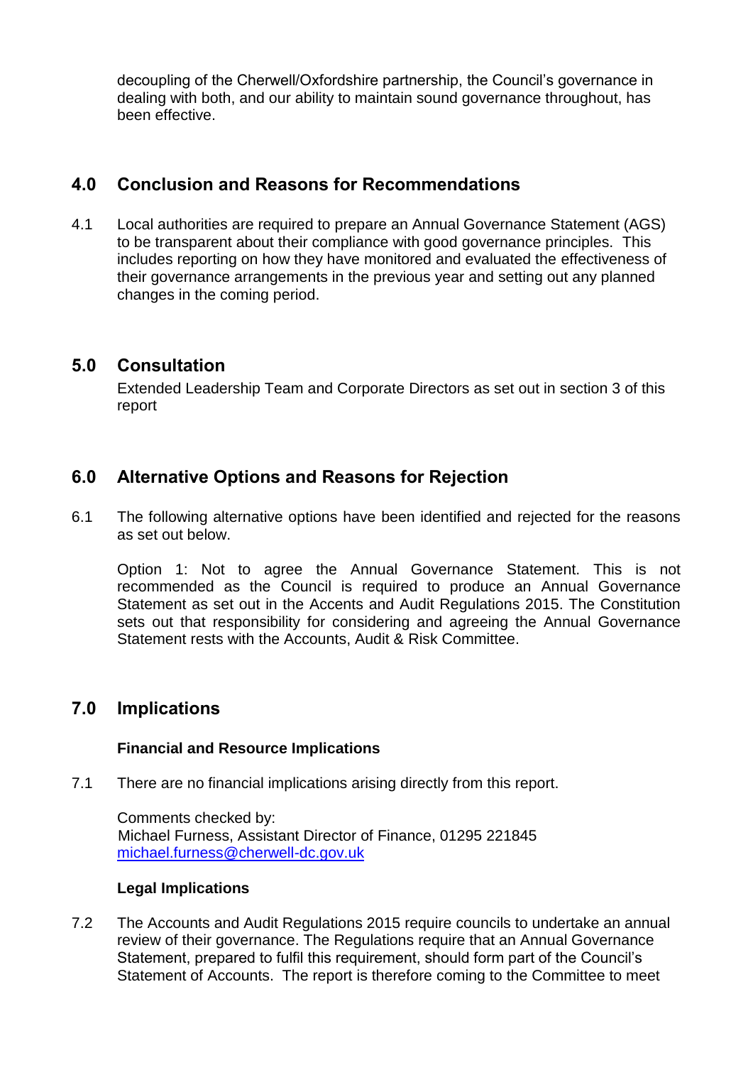decoupling of the Cherwell/Oxfordshire partnership, the Council's governance in dealing with both, and our ability to maintain sound governance throughout, has been effective.

## 4.0 Conclusion and Reasons for Recommendations

4.1 Local authorities are required to prepare an Annual Governance Statement (AGS) to be transparent about their compliance with good governance principles. This includes reporting on how they have monitored and evaluated the effectiveness of their governance arrangements in the previous year and setting out any planned changes in the coming period.

## 5.0 Consultation

Extended Leadership Team and Corporate Directors as set out in section 3 of this report

## 6.0 Alternative Options and Reasons for Rejection

6.1 The following alternative options have been identified and rejected for the reasons as set out below.

Option 1: Not to agree the Annual Governance Statement. This is not recommended as the Council is required to produce an Annual Governance Statement as set out in the Accents and Audit Regulations 2015. The Constitution sets out that responsibility for considering and agreeing the Annual Governance Statement rests with the Accounts, Audit & Risk Committee.

## 7.0 Implications

**Financial and Resource Implications**

7.1 There are no financial implications arising directly from this report.

Comments checked by:
Michael Furness, Assistant Director of Finance, 01295 221845
michael.furness@cherwell-dc.gov.uk

**Legal Implications**

7.2 The Accounts and Audit Regulations 2015 require councils to undertake an annual review of their governance. The Regulations require that an Annual Governance Statement, prepared to fulfil this requirement, should form part of the Council's Statement of Accounts. The report is therefore coming to the Committee to meet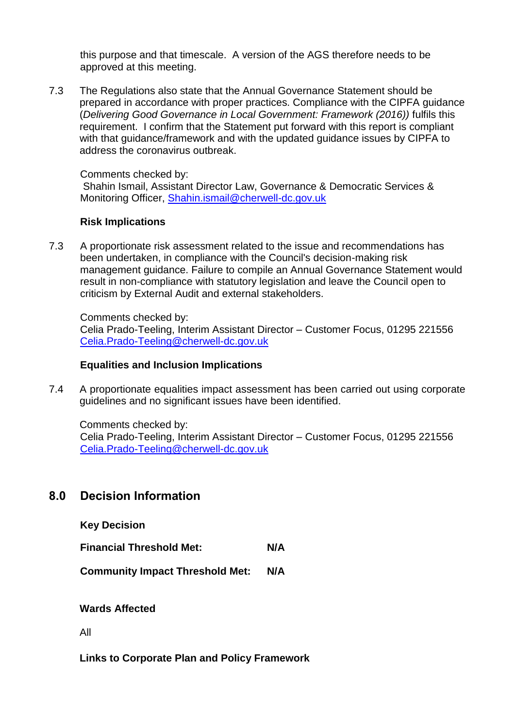this purpose and that timescale. A version of the AGS therefore needs to be approved at this meeting.

7.3 The Regulations also state that the Annual Governance Statement should be prepared in accordance with proper practices. Compliance with the CIPFA guidance (*Delivering Good Governance in Local Government: Framework (2016))* fulfils this requirement. I confirm that the Statement put forward with this report is compliant with that guidance/framework and with the updated guidance issues by CIPFA to address the coronavirus outbreak.

Comments checked by:
Shahin Ismail, Assistant Director Law, Governance & Democratic Services & Monitoring Officer, Shahin.ismail@cherwell-dc.gov.uk

**Risk Implications**

7.3 A proportionate risk assessment related to the issue and recommendations has been undertaken, in compliance with the Council's decision-making risk management guidance. Failure to compile an Annual Governance Statement would result in non-compliance with statutory legislation and leave the Council open to criticism by External Audit and external stakeholders.

Comments checked by:
Celia Prado-Teeling, Interim Assistant Director – Customer Focus, 01295 221556
Celia.Prado-Teeling@cherwell-dc.gov.uk

**Equalities and Inclusion Implications**

7.4 A proportionate equalities impact assessment has been carried out using corporate guidelines and no significant issues have been identified.

Comments checked by:
Celia Prado-Teeling, Interim Assistant Director – Customer Focus, 01295 221556
Celia.Prado-Teeling@cherwell-dc.gov.uk

## 8.0 Decision Information

**Key Decision**

**Financial Threshold Met:** **N/A**

**Community Impact Threshold Met:** **N/A**

**Wards Affected**

All

**Links to Corporate Plan and Policy Framework**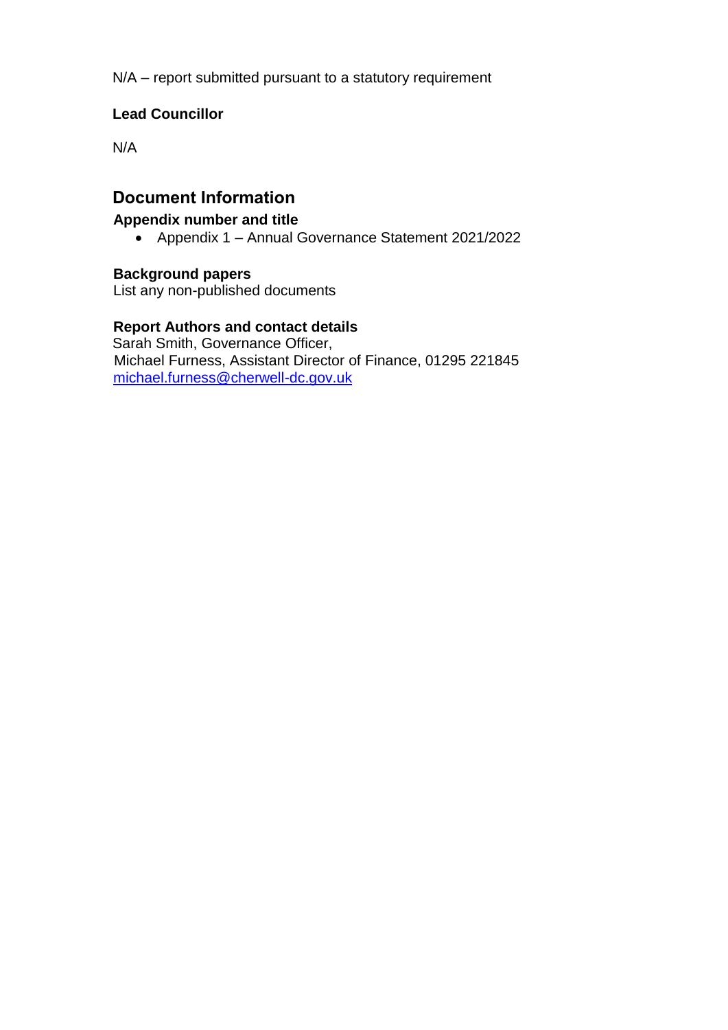N/A – report submitted pursuant to a statutory requirement

**Lead Councillor**

N/A

## Document Information

**Appendix number and title**

- Appendix 1 – Annual Governance Statement 2021/2022

**Background papers**

List any non-published documents

**Report Authors and contact details**

Sarah Smith, Governance Officer,
Michael Furness, Assistant Director of Finance, 01295 221845
michael.furness@cherwell-dc.gov.uk